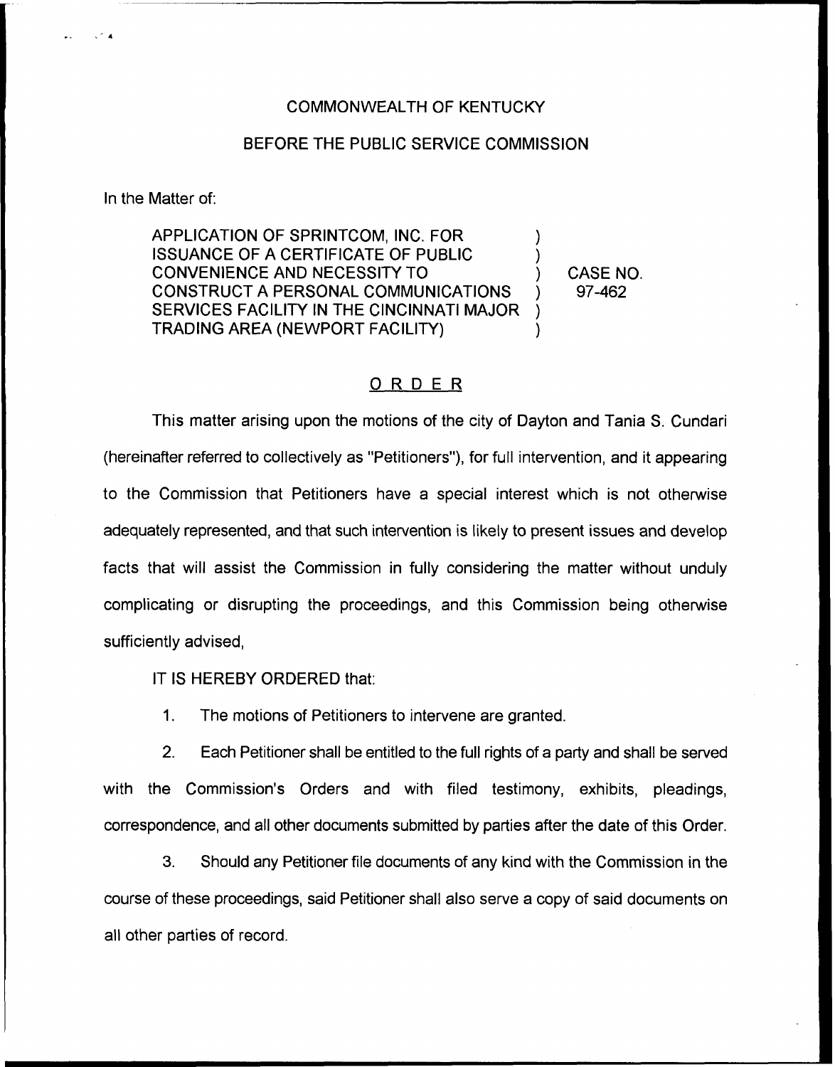COMMONWEALTH OF KENTUCKY

BEFORE THE PUBLIC SERVICE COMMISSION

In the Matter of:

| | | |
|---|---|---|
| APPLICATION OF SPRINTCOM, INC. FOR ISSUANCE OF A CERTIFICATE OF PUBLIC CONVENIENCE AND NECESSITY TO CONSTRUCT A PERSONAL COMMUNICATIONS SERVICES FACILITY IN THE CINCINNATI MAJOR TRADING AREA (NEWPORT FACILITY) | ) ) ) ) ) ) | CASE NO. 97-462 |

## ORDER

This matter arising upon the motions of the city of Dayton and Tania S. Cundari (hereinafter referred to collectively as "Petitioners"), for full intervention, and it appearing to the Commission that Petitioners have a special interest which is not otherwise adequately represented, and that such intervention is likely to present issues and develop facts that will assist the Commission in fully considering the matter without unduly complicating or disrupting the proceedings, and this Commission being otherwise sufficiently advised,

IT IS HEREBY ORDERED that:

1. The motions of Petitioners to intervene are granted.

2. Each Petitioner shall be entitled to the full rights of a party and shall be served with the Commission's Orders and with filed testimony, exhibits, pleadings, correspondence, and all other documents submitted by parties after the date of this Order.

3. Should any Petitioner file documents of any kind with the Commission in the course of these proceedings, said Petitioner shall also serve a copy of said documents on all other parties of record.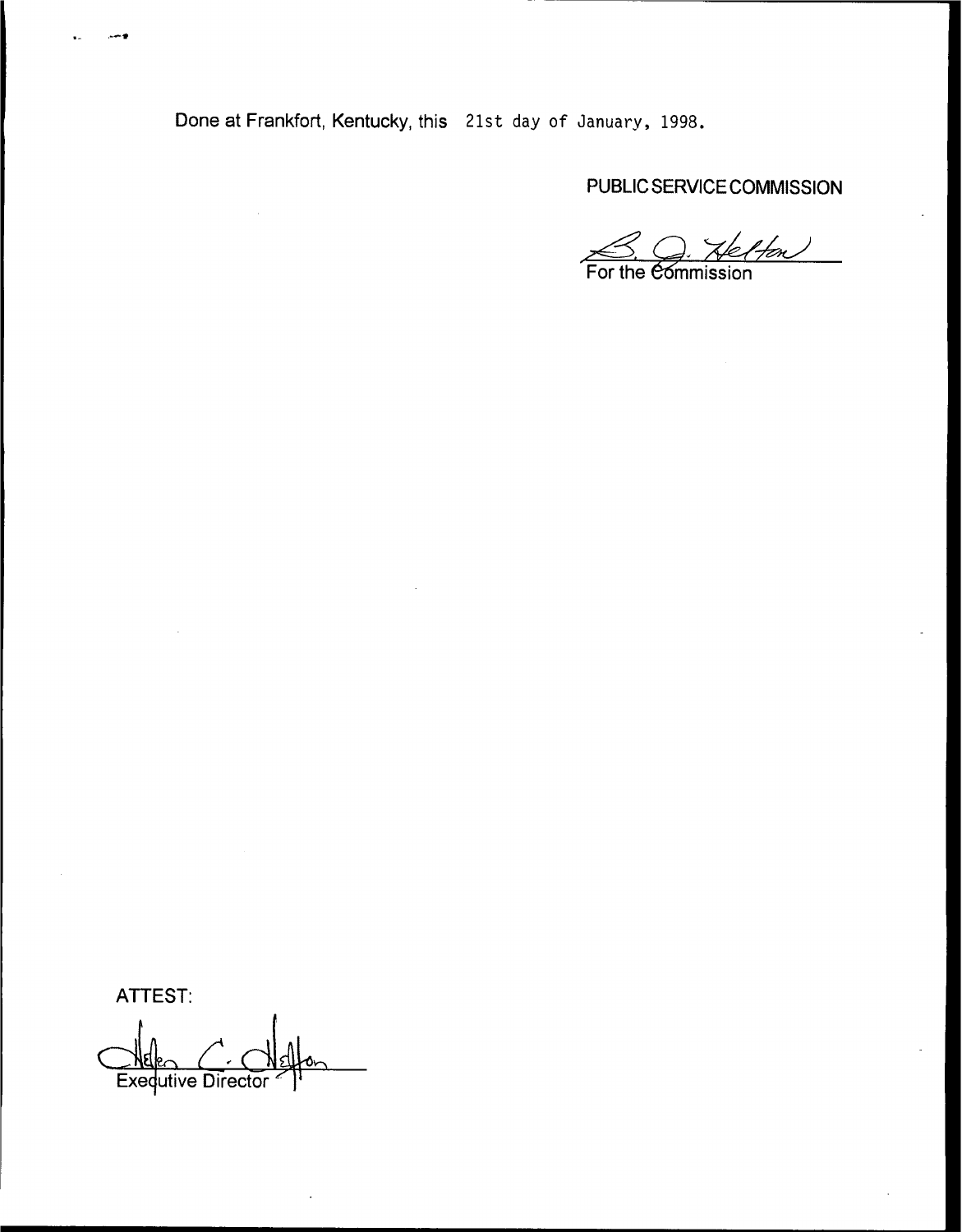Done at Frankfort, Kentucky, this 21st day of January, 1998.

PUBLIC SERVICE COMMISSION

For the Commission

ATTEST:

Executive Director